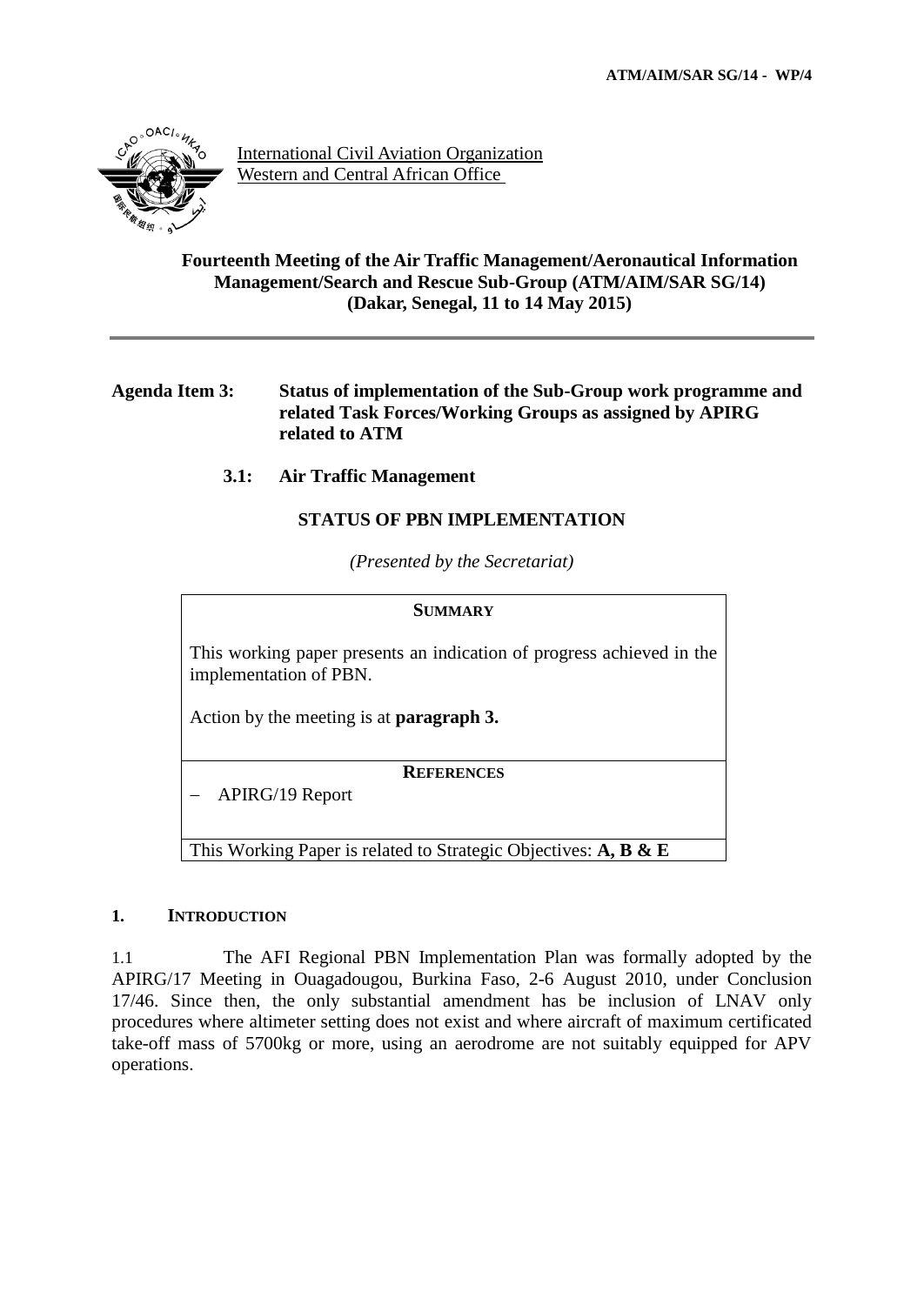ATM/AIM/SAR SG/14 - WP/4

International Civil Aviation Organization
Western and Central African Office

**Fourteenth Meeting of the Air Traffic Management/Aeronautical Information Management/Search and Rescue Sub-Group (ATM/AIM/SAR SG/14)**
**(Dakar, Senegal, 11 to 14 May 2015)**

---

**Agenda Item 3: Status of implementation of the Sub-Group work programme and related Task Forces/Working Groups as assigned by APIRG related to ATM**

**3.1: Air Traffic Management**

## STATUS OF PBN IMPLEMENTATION

*(Presented by the Secretariat)*

| **SUMMARY** |
|---|
| This working paper presents an indication of progress achieved in the implementation of PBN.<br><br>Action by the meeting is at **paragraph 3.** |
| **REFERENCES**<br>– APIRG/19 Report |
| This Working Paper is related to Strategic Objectives: **A, B & E** |

## 1. INTRODUCTION

1.1 The AFI Regional PBN Implementation Plan was formally adopted by the APIRG/17 Meeting in Ouagadougou, Burkina Faso, 2-6 August 2010, under Conclusion 17/46. Since then, the only substantial amendment has be inclusion of LNAV only procedures where altimeter setting does not exist and where aircraft of maximum certificated take-off mass of 5700kg or more, using an aerodrome are not suitably equipped for APV operations.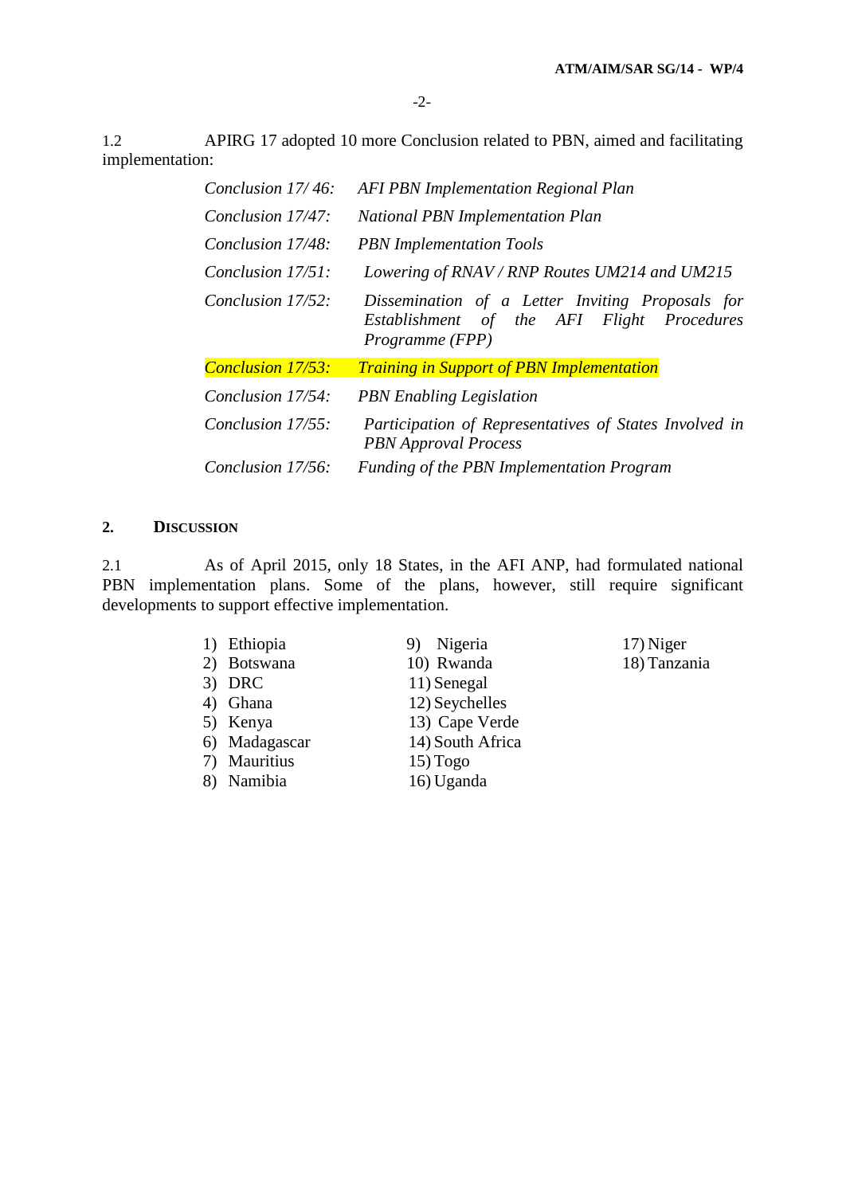1.2 APIRG 17 adopted 10 more Conclusion related to PBN, aimed and facilitating implementation:

| | |
|---|---|
| *Conclusion 17/ 46:* | *AFI PBN Implementation Regional Plan* |
| *Conclusion 17/47:* | *National PBN Implementation Plan* |
| *Conclusion 17/48:* | *PBN Implementation Tools* |
| *Conclusion 17/51:* | *Lowering of RNAV / RNP Routes UM214 and UM215* |
| *Conclusion 17/52:* | *Dissemination of a Letter Inviting Proposals for Establishment of the AFI Flight Procedures Programme (FPP)* |
| *Conclusion 17/53:* | *Training in Support of PBN Implementation* |
| *Conclusion 17/54:* | *PBN Enabling Legislation* |
| *Conclusion 17/55:* | *Participation of Representatives of States Involved in PBN Approval Process* |
| *Conclusion 17/56:* | *Funding of the PBN Implementation Program* |

## 2. DISCUSSION

2.1 As of April 2015, only 18 States, in the AFI ANP, had formulated national PBN implementation plans. Some of the plans, however, still require significant developments to support effective implementation.

1) Ethiopia
2) Botswana
3) DRC
4) Ghana
5) Kenya
6) Madagascar
7) Mauritius
8) Namibia
9) Nigeria
10) Rwanda
11) Senegal
12) Seychelles
13) Cape Verde
14) South Africa
15) Togo
16) Uganda
17) Niger
18) Tanzania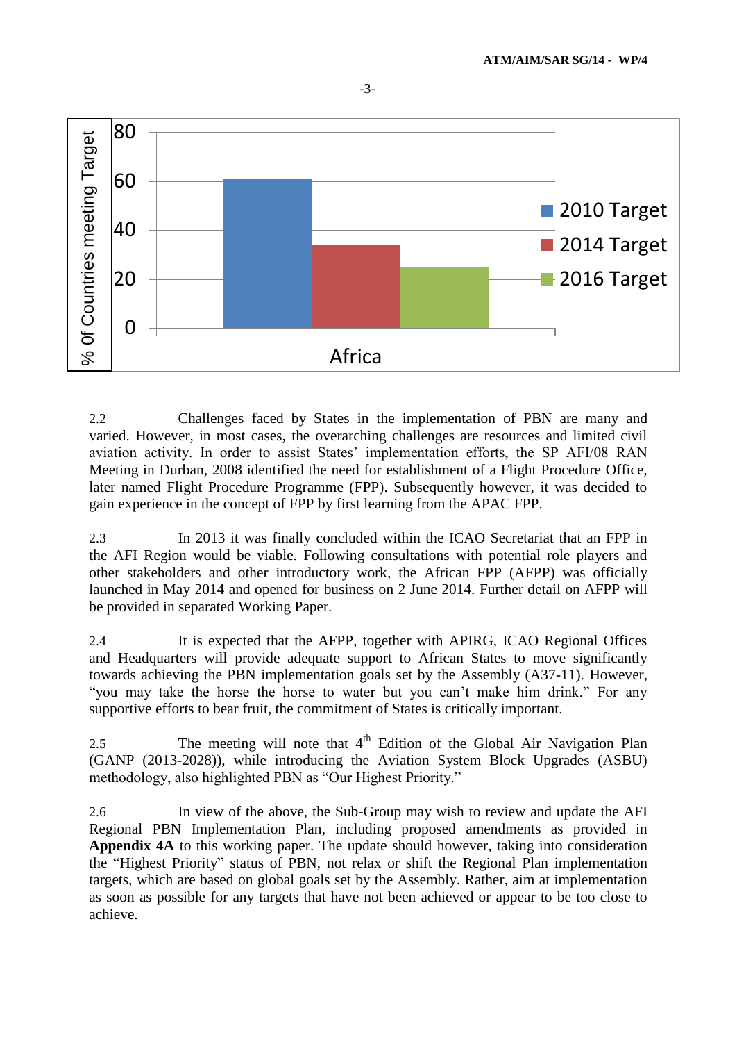2.2 Challenges faced by States in the implementation of PBN are many and varied. However, in most cases, the overarching challenges are resources and limited civil aviation activity. In order to assist States' implementation efforts, the SP AFI/08 RAN Meeting in Durban, 2008 identified the need for establishment of a Flight Procedure Office, later named Flight Procedure Programme (FPP). Subsequently however, it was decided to gain experience in the concept of FPP by first learning from the APAC FPP.

2.3 In 2013 it was finally concluded within the ICAO Secretariat that an FPP in the AFI Region would be viable. Following consultations with potential role players and other stakeholders and other introductory work, the African FPP (AFPP) was officially launched in May 2014 and opened for business on 2 June 2014. Further detail on AFPP will be provided in separated Working Paper.

2.4 It is expected that the AFPP, together with APIRG, ICAO Regional Offices and Headquarters will provide adequate support to African States to move significantly towards achieving the PBN implementation goals set by the Assembly (A37-11). However, "you may take the horse the horse to water but you can't make him drink." For any supportive efforts to bear fruit, the commitment of States is critically important.

2.5 The meeting will note that 4th Edition of the Global Air Navigation Plan (GANP (2013-2028)), while introducing the Aviation System Block Upgrades (ASBU) methodology, also highlighted PBN as "Our Highest Priority."

2.6 In view of the above, the Sub-Group may wish to review and update the AFI Regional PBN Implementation Plan, including proposed amendments as provided in **Appendix 4A** to this working paper. The update should however, taking into consideration the "Highest Priority" status of PBN, not relax or shift the Regional Plan implementation targets, which are based on global goals set by the Assembly. Rather, aim at implementation as soon as possible for any targets that have not been achieved or appear to be too close to achieve.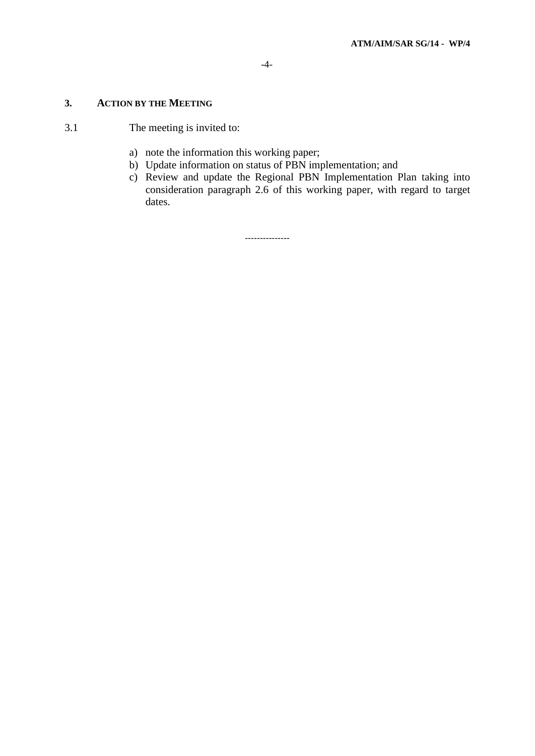## 3. ACTION BY THE MEETING

3.1 The meeting is invited to:

a) note the information this working paper;
b) Update information on status of PBN implementation; and
c) Review and update the Regional PBN Implementation Plan taking into consideration paragraph 2.6 of this working paper, with regard to target dates.

---------------